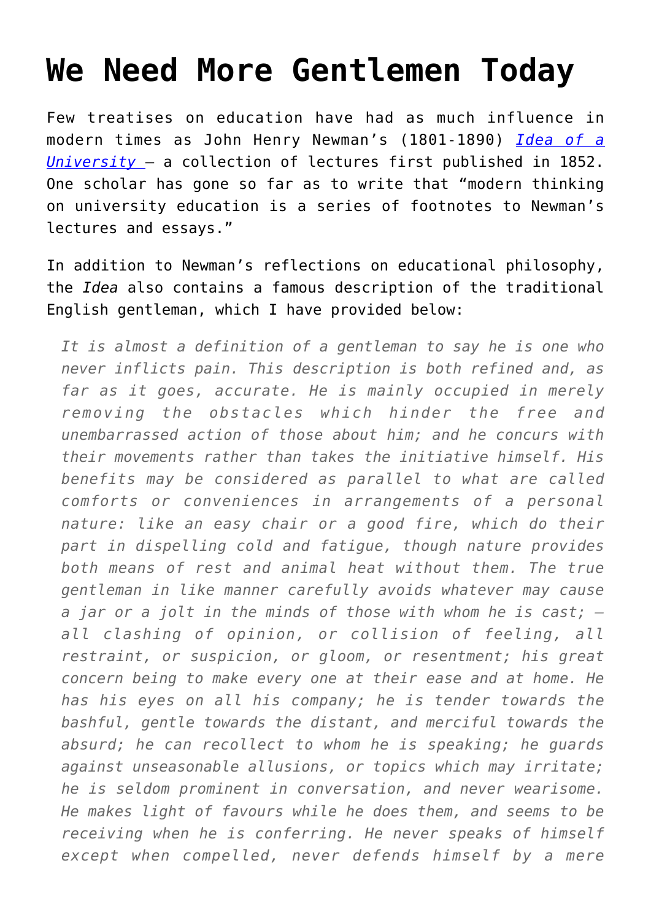# We Need More Gentlemen Today

Few treatises on education have had as much influence in modern times as John Henry Newman's (1801-1890) *Idea of a University* – a collection of lectures first published in 1852. One scholar has gone so far as to write that "modern thinking on university education is a series of footnotes to Newman's lectures and essays."

In addition to Newman's reflections on educational philosophy, the *Idea* also contains a famous description of the traditional English gentleman, which I have provided below:

> *It is almost a definition of a gentleman to say he is one who never inflicts pain. This description is both refined and, as far as it goes, accurate. He is mainly occupied in merely removing the obstacles which hinder the free and unembarrassed action of those about him; and he concurs with their movements rather than takes the initiative himself. His benefits may be considered as parallel to what are called comforts or conveniences in arrangements of a personal nature: like an easy chair or a good fire, which do their part in dispelling cold and fatigue, though nature provides both means of rest and animal heat without them. The true gentleman in like manner carefully avoids whatever may cause a jar or a jolt in the minds of those with whom he is cast; – all clashing of opinion, or collision of feeling, all restraint, or suspicion, or gloom, or resentment; his great concern being to make every one at their ease and at home. He has his eyes on all his company; he is tender towards the bashful, gentle towards the distant, and merciful towards the absurd; he can recollect to whom he is speaking; he guards against unseasonable allusions, or topics which may irritate; he is seldom prominent in conversation, and never wearisome. He makes light of favours while he does them, and seems to be receiving when he is conferring. He never speaks of himself except when compelled, never defends himself by a mere*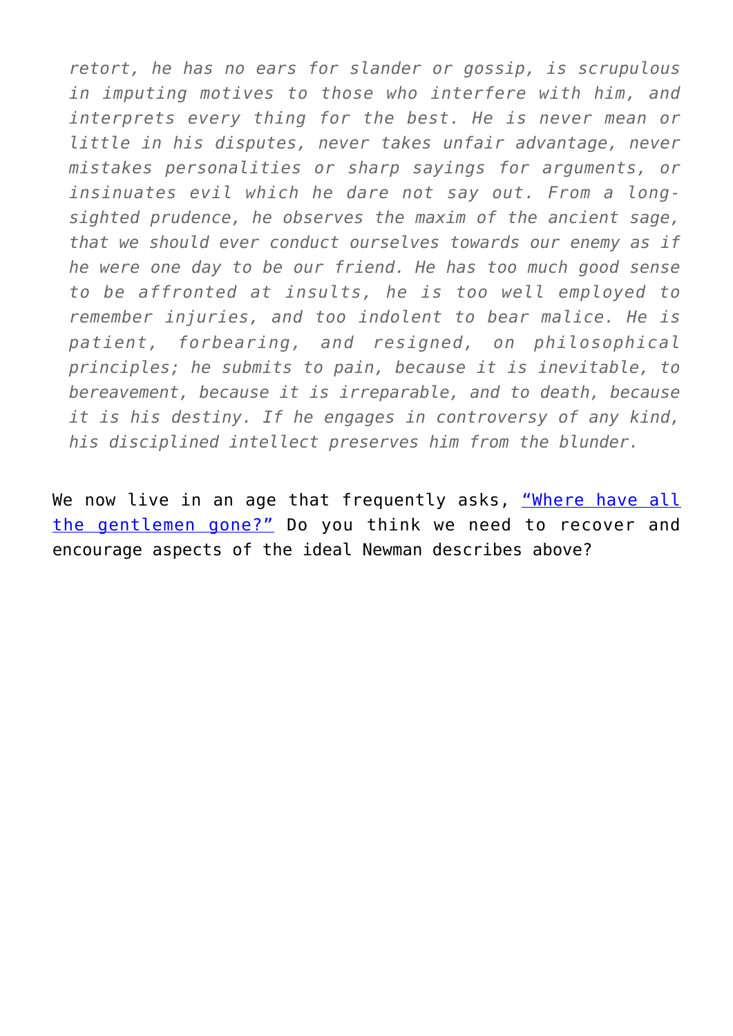*retort, he has no ears for slander or gossip, is scrupulous in imputing motives to those who interfere with him, and interprets every thing for the best. He is never mean or little in his disputes, never takes unfair advantage, never mistakes personalities or sharp sayings for arguments, or insinuates evil which he dare not say out. From a long-sighted prudence, he observes the maxim of the ancient sage, that we should ever conduct ourselves towards our enemy as if he were one day to be our friend. He has too much good sense to be affronted at insults, he is too well employed to remember injuries, and too indolent to bear malice. He is patient, forbearing, and resigned, on philosophical principles; he submits to pain, because it is inevitable, to bereavement, because it is irreparable, and to death, because it is his destiny. If he engages in controversy of any kind, his disciplined intellect preserves him from the blunder.*

We now live in an age that frequently asks, "Where have all the gentlemen gone?" Do you think we need to recover and encourage aspects of the ideal Newman describes above?